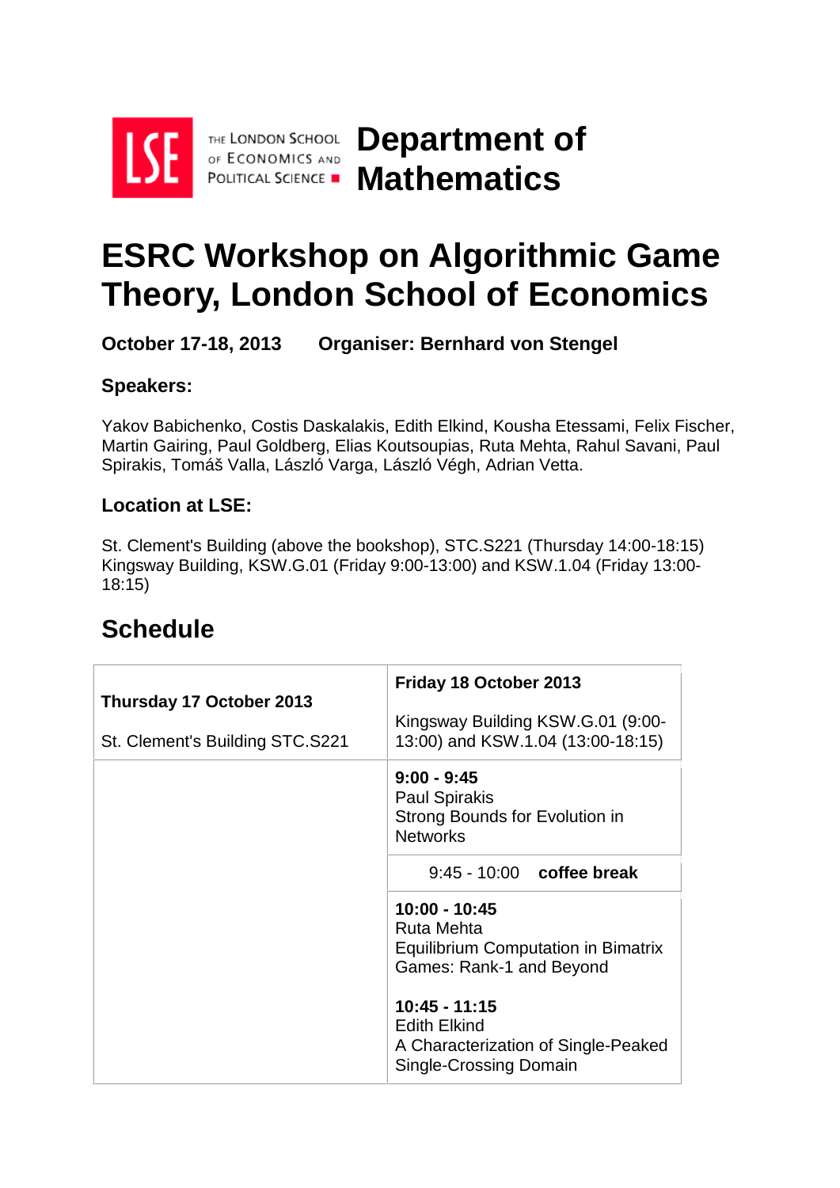LSE THE LONDON SCHOOL OF ECONOMICS AND POLITICAL SCIENCE

# Department of Mathematics

# ESRC Workshop on Algorithmic Game Theory, London School of Economics

**October 17-18, 2013 Organiser: Bernhard von Stengel**

### Speakers:

Yakov Babichenko, Costis Daskalakis, Edith Elkind, Kousha Etessami, Felix Fischer, Martin Gairing, Paul Goldberg, Elias Koutsoupias, Ruta Mehta, Rahul Savani, Paul Spirakis, Tomáš Valla, László Varga, László Végh, Adrian Vetta.

### Location at LSE:

St. Clement's Building (above the bookshop), STC.S221 (Thursday 14:00-18:15)
Kingsway Building, KSW.G.01 (Friday 9:00-13:00) and KSW.1.04 (Friday 13:00-18:15)

## Schedule

| **Thursday 17 October 2013**<br><br>St. Clement's Building STC.S221 | **Friday 18 October 2013**<br><br>Kingsway Building KSW.G.01 (9:00-13:00) and KSW.1.04 (13:00-18:15) |
|---|---|
| | **9:00 - 9:45**<br>Paul Spirakis<br>Strong Bounds for Evolution in Networks |
| | 9:45 - 10:00 **coffee break** |
| | **10:00 - 10:45**<br>Ruta Mehta<br>Equilibrium Computation in Bimatrix Games: Rank-1 and Beyond<br><br>**10:45 - 11:15**<br>Edith Elkind<br>A Characterization of Single-Peaked Single-Crossing Domain |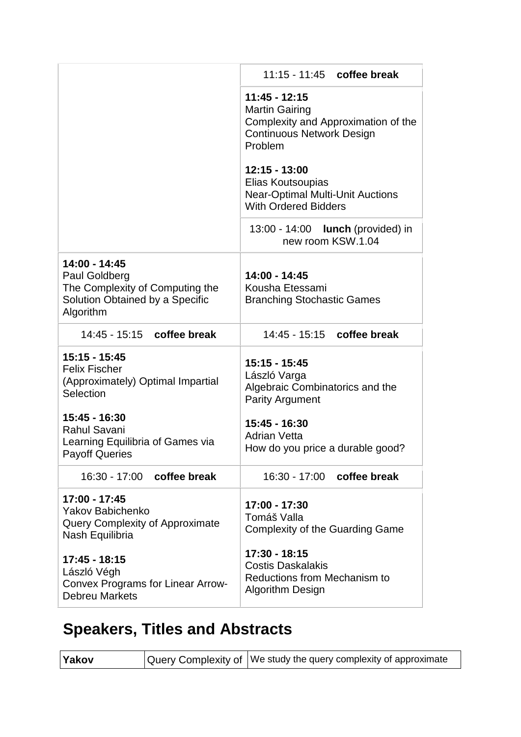| | |
|---|---|
| | 11:15 - 11:45 **coffee break** |
| | **11:45 - 12:15**<br>Martin Gairing<br>Complexity and Approximation of the Continuous Network Design Problem<br><br>**12:15 - 13:00**<br>Elias Koutsoupias<br>Near-Optimal Multi-Unit Auctions With Ordered Bidders |
| | 13:00 - 14:00 **lunch** (provided) in new room KSW.1.04 |
| **14:00 - 14:45**<br>Paul Goldberg<br>The Complexity of Computing the Solution Obtained by a Specific Algorithm | **14:00 - 14:45**<br>Kousha Etessami<br>Branching Stochastic Games |
| 14:45 - 15:15 **coffee break** | 14:45 - 15:15 **coffee break** |
| **15:15 - 15:45**<br>Felix Fischer<br>(Approximately) Optimal Impartial Selection<br><br>**15:45 - 16:30**<br>Rahul Savani<br>Learning Equilibria of Games via Payoff Queries | **15:15 - 15:45**<br>László Varga<br>Algebraic Combinatorics and the Parity Argument<br><br>**15:45 - 16:30**<br>Adrian Vetta<br>How do you price a durable good? |
| 16:30 - 17:00 **coffee break** | 16:30 - 17:00 **coffee break** |
| **17:00 - 17:45**<br>Yakov Babichenko<br>Query Complexity of Approximate Nash Equilibria<br><br>**17:45 - 18:15**<br>László Végh<br>Convex Programs for Linear Arrow-Debreu Markets | **17:00 - 17:30**<br>Tomáš Valla<br>Complexity of the Guarding Game<br><br>**17:30 - 18:15**<br>Costis Daskalakis<br>Reductions from Mechanism to Algorithm Design |

## Speakers, Titles and Abstracts

| | | |
|---|---|---|
| **Yakov** | Query Complexity of | We study the query complexity of approximate |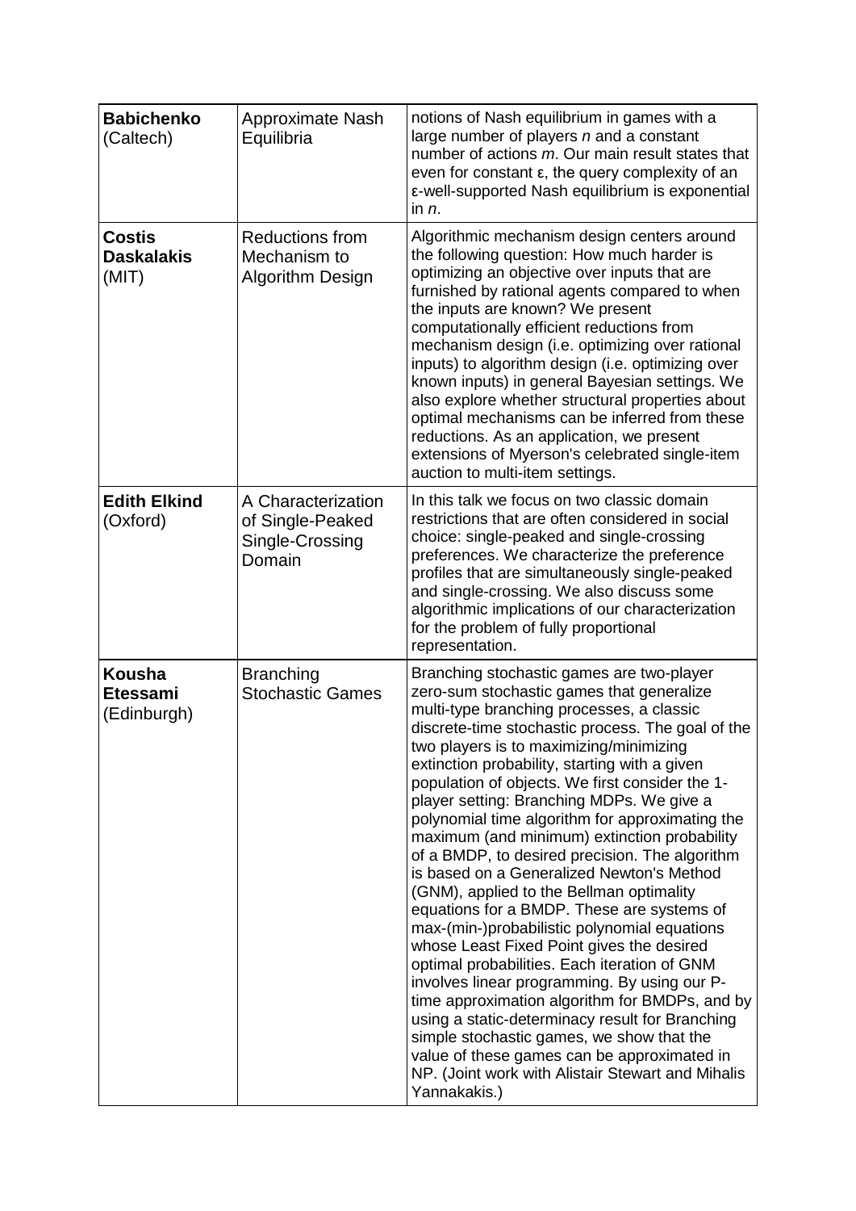| | | |
|---|---|---|
| **Babichenko** (Caltech) | Approximate Nash Equilibria | notions of Nash equilibrium in games with a large number of players *n* and a constant number of actions *m*. Our main result states that even for constant ε, the query complexity of an ε-well-supported Nash equilibrium is exponential in *n*. |
| **Costis Daskalakis** (MIT) | Reductions from Mechanism to Algorithm Design | Algorithmic mechanism design centers around the following question: How much harder is optimizing an objective over inputs that are furnished by rational agents compared to when the inputs are known? We present computationally efficient reductions from mechanism design (i.e. optimizing over rational inputs) to algorithm design (i.e. optimizing over known inputs) in general Bayesian settings. We also explore whether structural properties about optimal mechanisms can be inferred from these reductions. As an application, we present extensions of Myerson's celebrated single-item auction to multi-item settings. |
| **Edith Elkind** (Oxford) | A Characterization of Single-Peaked Single-Crossing Domain | In this talk we focus on two classic domain restrictions that are often considered in social choice: single-peaked and single-crossing preferences. We characterize the preference profiles that are simultaneously single-peaked and single-crossing. We also discuss some algorithmic implications of our characterization for the problem of fully proportional representation. |
| **Kousha Etessami** (Edinburgh) | Branching Stochastic Games | Branching stochastic games are two-player zero-sum stochastic games that generalize multi-type branching processes, a classic discrete-time stochastic process. The goal of the two players is to maximizing/minimizing extinction probability, starting with a given population of objects. We first consider the 1-player setting: Branching MDPs. We give a polynomial time algorithm for approximating the maximum (and minimum) extinction probability of a BMDP, to desired precision. The algorithm is based on a Generalized Newton's Method (GNM), applied to the Bellman optimality equations for a BMDP. These are systems of max-(min-)probabilistic polynomial equations whose Least Fixed Point gives the desired optimal probabilities. Each iteration of GNM involves linear programming. By using our P-time approximation algorithm for BMDPs, and by using a static-determinacy result for Branching simple stochastic games, we show that the value of these games can be approximated in NP. (Joint work with Alistair Stewart and Mihalis Yannakakis.) |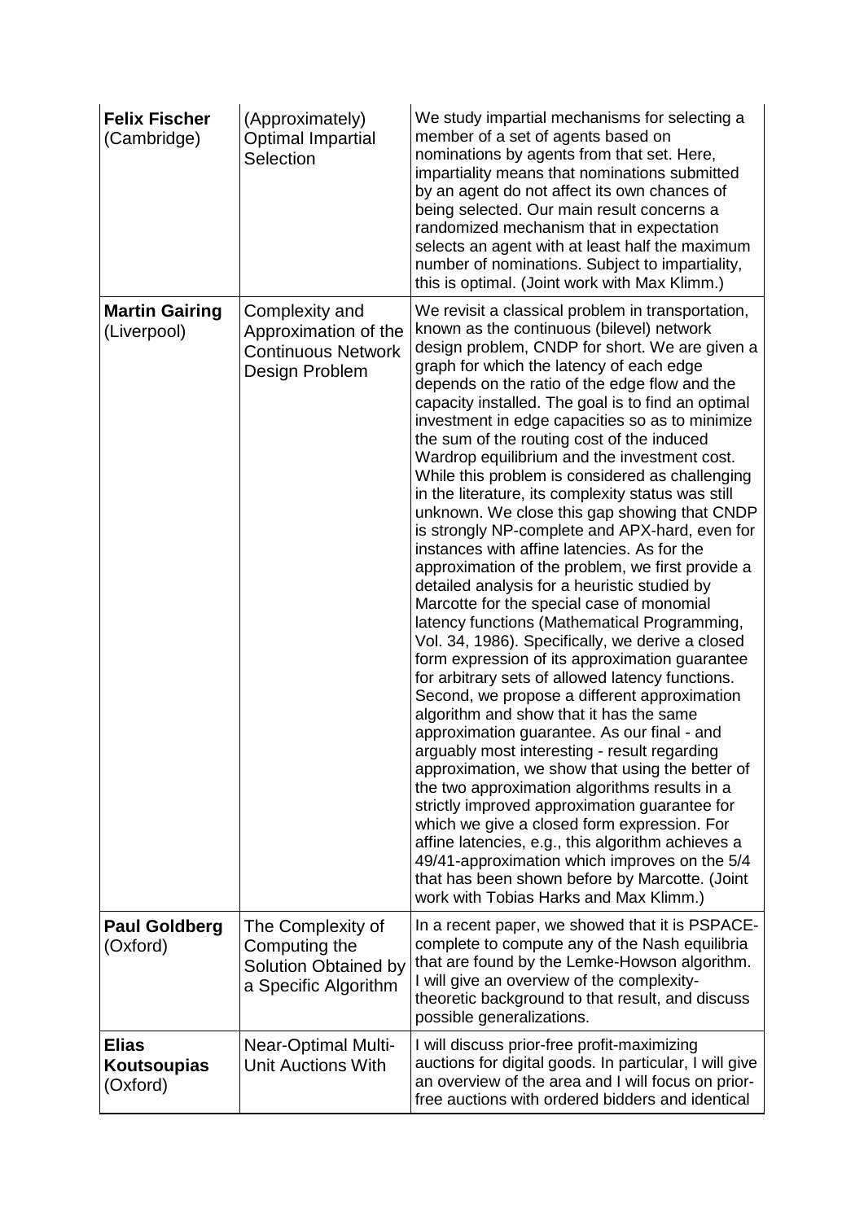| | | |
|---|---|---|
| **Felix Fischer** (Cambridge) | (Approximately) Optimal Impartial Selection | We study impartial mechanisms for selecting a member of a set of agents based on nominations by agents from that set. Here, impartiality means that nominations submitted by an agent do not affect its own chances of being selected. Our main result concerns a randomized mechanism that in expectation selects an agent with at least half the maximum number of nominations. Subject to impartiality, this is optimal. (Joint work with Max Klimm.) |
| **Martin Gairing** (Liverpool) | Complexity and Approximation of the Continuous Network Design Problem | We revisit a classical problem in transportation, known as the continuous (bilevel) network design problem, CNDP for short. We are given a graph for which the latency of each edge depends on the ratio of the edge flow and the capacity installed. The goal is to find an optimal investment in edge capacities so as to minimize the sum of the routing cost of the induced Wardrop equilibrium and the investment cost. While this problem is considered as challenging in the literature, its complexity status was still unknown. We close this gap showing that CNDP is strongly NP-complete and APX-hard, even for instances with affine latencies. As for the approximation of the problem, we first provide a detailed analysis for a heuristic studied by Marcotte for the special case of monomial latency functions (Mathematical Programming, Vol. 34, 1986). Specifically, we derive a closed form expression of its approximation guarantee for arbitrary sets of allowed latency functions. Second, we propose a different approximation algorithm and show that it has the same approximation guarantee. As our final - and arguably most interesting - result regarding approximation, we show that using the better of the two approximation algorithms results in a strictly improved approximation guarantee for which we give a closed form expression. For affine latencies, e.g., this algorithm achieves a 49/41-approximation which improves on the 5/4 that has been shown before by Marcotte. (Joint work with Tobias Harks and Max Klimm.) |
| **Paul Goldberg** (Oxford) | The Complexity of Computing the Solution Obtained by a Specific Algorithm | In a recent paper, we showed that it is PSPACE-complete to compute any of the Nash equilibria that are found by the Lemke-Howson algorithm. I will give an overview of the complexity-theoretic background to that result, and discuss possible generalizations. |
| **Elias Koutsoupias** (Oxford) | Near-Optimal Multi-Unit Auctions With | I will discuss prior-free profit-maximizing auctions for digital goods. In particular, I will give an overview of the area and I will focus on prior-free auctions with ordered bidders and identical |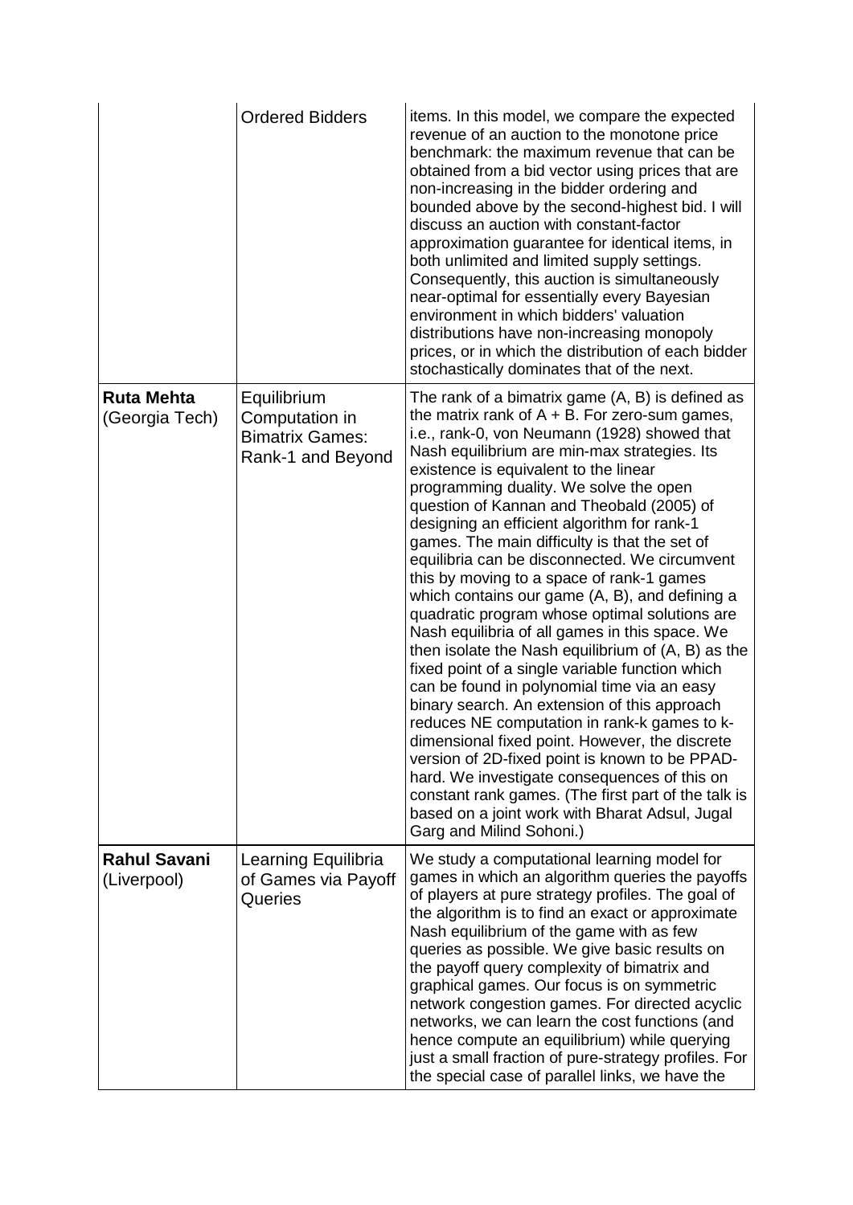| | | |
|---|---|---|
| | Ordered Bidders | items. In this model, we compare the expected revenue of an auction to the monotone price benchmark: the maximum revenue that can be obtained from a bid vector using prices that are non-increasing in the bidder ordering and bounded above by the second-highest bid. I will discuss an auction with constant-factor approximation guarantee for identical items, in both unlimited and limited supply settings. Consequently, this auction is simultaneously near-optimal for essentially every Bayesian environment in which bidders' valuation distributions have non-increasing monopoly prices, or in which the distribution of each bidder stochastically dominates that of the next. |
| **Ruta Mehta** (Georgia Tech) | Equilibrium Computation in Bimatrix Games: Rank-1 and Beyond | The rank of a bimatrix game (A, B) is defined as the matrix rank of A + B. For zero-sum games, i.e., rank-0, von Neumann (1928) showed that Nash equilibrium are min-max strategies. Its existence is equivalent to the linear programming duality. We solve the open question of Kannan and Theobald (2005) of designing an efficient algorithm for rank-1 games. The main difficulty is that the set of equilibria can be disconnected. We circumvent this by moving to a space of rank-1 games which contains our game (A, B), and defining a quadratic program whose optimal solutions are Nash equilibria of all games in this space. We then isolate the Nash equilibrium of (A, B) as the fixed point of a single variable function which can be found in polynomial time via an easy binary search. An extension of this approach reduces NE computation in rank-k games to k-dimensional fixed point. However, the discrete version of 2D-fixed point is known to be PPAD-hard. We investigate consequences of this on constant rank games. (The first part of the talk is based on a joint work with Bharat Adsul, Jugal Garg and Milind Sohoni.) |
| **Rahul Savani** (Liverpool) | Learning Equilibria of Games via Payoff Queries | We study a computational learning model for games in which an algorithm queries the payoffs of players at pure strategy profiles. The goal of the algorithm is to find an exact or approximate Nash equilibrium of the game with as few queries as possible. We give basic results on the payoff query complexity of bimatrix and graphical games. Our focus is on symmetric network congestion games. For directed acyclic networks, we can learn the cost functions (and hence compute an equilibrium) while querying just a small fraction of pure-strategy profiles. For the special case of parallel links, we have the |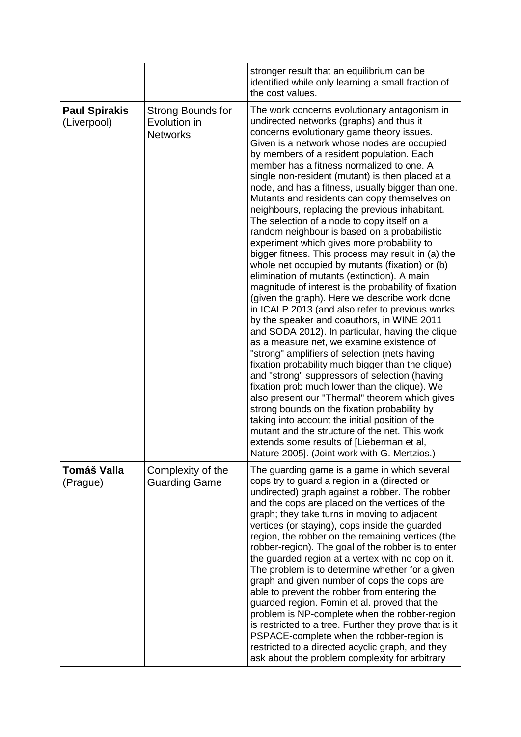| | | |
|---|---|---|
| | | stronger result that an equilibrium can be identified while only learning a small fraction of the cost values. |
| **Paul Spirakis** (Liverpool) | Strong Bounds for Evolution in Networks | The work concerns evolutionary antagonism in undirected networks (graphs) and thus it concerns evolutionary game theory issues. Given is a network whose nodes are occupied by members of a resident population. Each member has a fitness normalized to one. A single non-resident (mutant) is then placed at a node, and has a fitness, usually bigger than one. Mutants and residents can copy themselves on neighbours, replacing the previous inhabitant. The selection of a node to copy itself on a random neighbour is based on a probabilistic experiment which gives more probability to bigger fitness. This process may result in (a) the whole net occupied by mutants (fixation) or (b) elimination of mutants (extinction). A main magnitude of interest is the probability of fixation (given the graph). Here we describe work done in ICALP 2013 (and also refer to previous works by the speaker and coauthors, in WINE 2011 and SODA 2012). In particular, having the clique as a measure net, we examine existence of "strong" amplifiers of selection (nets having fixation probability much bigger than the clique) and "strong" suppressors of selection (having fixation prob much lower than the clique). We also present our "Thermal" theorem which gives strong bounds on the fixation probability by taking into account the initial position of the mutant and the structure of the net. This work extends some results of [Lieberman et al, Nature 2005]. (Joint work with G. Mertzios.) |
| **Tomáš Valla** (Prague) | Complexity of the Guarding Game | The guarding game is a game in which several cops try to guard a region in a (directed or undirected) graph against a robber. The robber and the cops are placed on the vertices of the graph; they take turns in moving to adjacent vertices (or staying), cops inside the guarded region, the robber on the remaining vertices (the robber-region). The goal of the robber is to enter the guarded region at a vertex with no cop on it. The problem is to determine whether for a given graph and given number of cops the cops are able to prevent the robber from entering the guarded region. Fomin et al. proved that the problem is NP-complete when the robber-region is restricted to a tree. Further they prove that is it PSPACE-complete when the robber-region is restricted to a directed acyclic graph, and they ask about the problem complexity for arbitrary |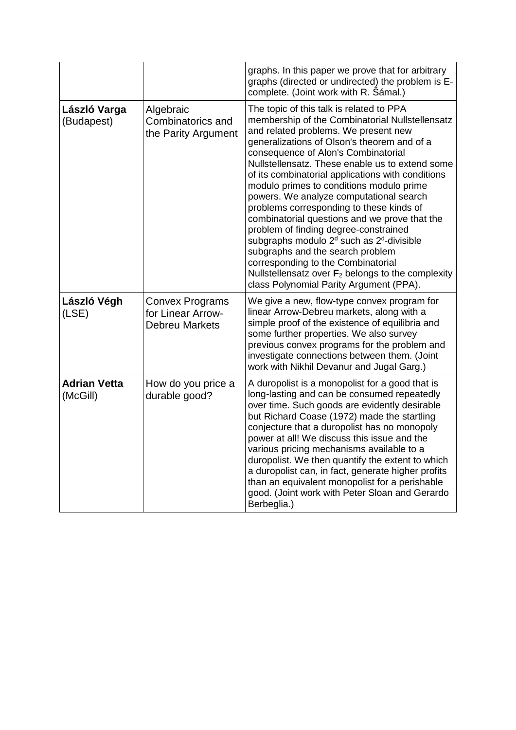| | | |
|---|---|---|
| | | graphs. In this paper we prove that for arbitrary graphs (directed or undirected) the problem is E-complete. (Joint work with R. Šámal.) |
| **László Varga** (Budapest) | Algebraic Combinatorics and the Parity Argument | The topic of this talk is related to PPA membership of the Combinatorial Nullstellensatz and related problems. We present new generalizations of Olson's theorem and of a consequence of Alon's Combinatorial Nullstellensatz. These enable us to extend some of its combinatorial applications with conditions modulo primes to conditions modulo prime powers. We analyze computational search problems corresponding to these kinds of combinatorial questions and we prove that the problem of finding degree-constrained subgraphs modulo $2^d$ such as $2^d$-divisible subgraphs and the search problem corresponding to the Combinatorial Nullstellensatz over $\mathbf{F}_2$ belongs to the complexity class Polynomial Parity Argument (PPA). |
| **László Végh** (LSE) | Convex Programs for Linear Arrow-Debreu Markets | We give a new, flow-type convex program for linear Arrow-Debreu markets, along with a simple proof of the existence of equilibria and some further properties. We also survey previous convex programs for the problem and investigate connections between them. (Joint work with Nikhil Devanur and Jugal Garg.) |
| **Adrian Vetta** (McGill) | How do you price a durable good? | A duropolist is a monopolist for a good that is long-lasting and can be consumed repeatedly over time. Such goods are evidently desirable but Richard Coase (1972) made the startling conjecture that a duropolist has no monopoly power at all! We discuss this issue and the various pricing mechanisms available to a duropolist. We then quantify the extent to which a duropolist can, in fact, generate higher profits than an equivalent monopolist for a perishable good. (Joint work with Peter Sloan and Gerardo Berbeglia.) |